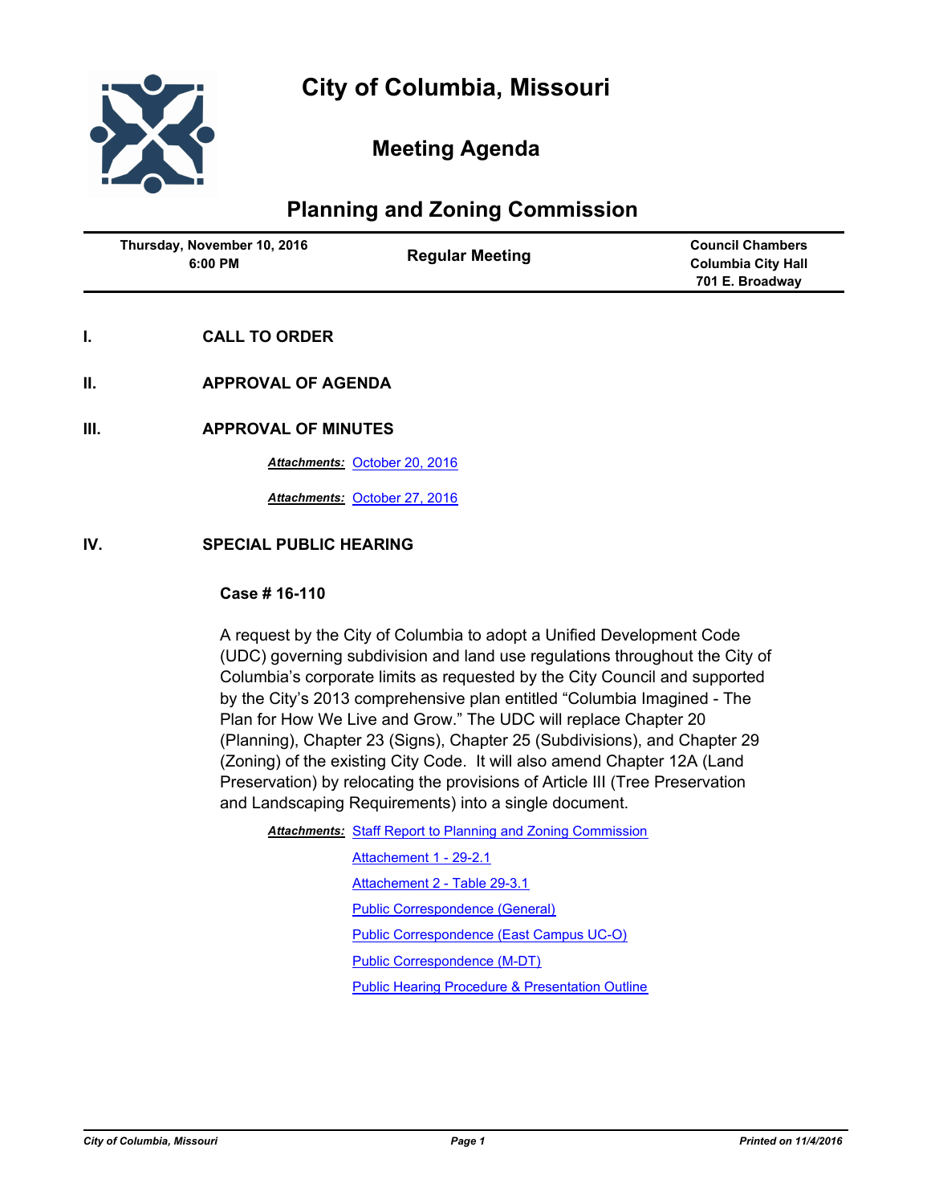# City of Columbia, Missouri

## Meeting Agenda

## Planning and Zoning Commission

| Thursday, November 10, 2016 6:00 PM | Regular Meeting | Council Chambers Columbia City Hall 701 E. Broadway |
| --- | --- | --- |

**I.** **CALL TO ORDER**

**II.** **APPROVAL OF AGENDA**

**III.** **APPROVAL OF MINUTES**

***Attachments:*** October 20, 2016

***Attachments:*** October 27, 2016

**IV.** **SPECIAL PUBLIC HEARING**

**Case # 16-110**

A request by the City of Columbia to adopt a Unified Development Code (UDC) governing subdivision and land use regulations throughout the City of Columbia's corporate limits as requested by the City Council and supported by the City's 2013 comprehensive plan entitled "Columbia Imagined - The Plan for How We Live and Grow." The UDC will replace Chapter 20 (Planning), Chapter 23 (Signs), Chapter 25 (Subdivisions), and Chapter 29 (Zoning) of the existing City Code. It will also amend Chapter 12A (Land Preservation) by relocating the provisions of Article III (Tree Preservation and Landscaping Requirements) into a single document.

***Attachments:*** Staff Report to Planning and Zoning Commission

Attachement 1 - 29-2.1

Attachement 2 - Table 29-3.1

Public Correspondence (General)

Public Correspondence (East Campus UC-O)

Public Correspondence (M-DT)

Public Hearing Procedure & Presentation Outline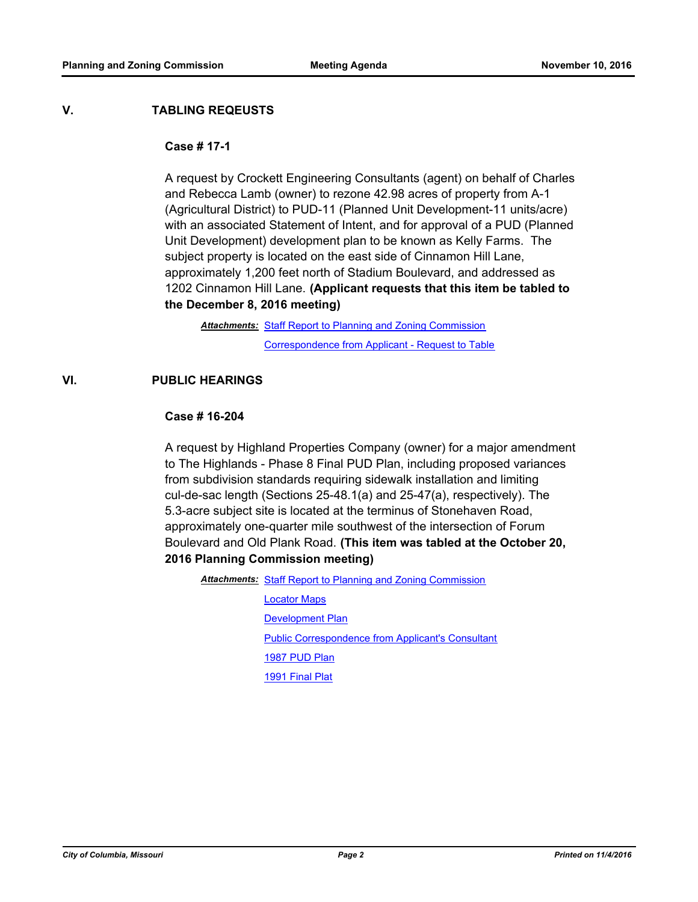## V. TABLING REQEUSTS

### Case # 17-1

A request by Crockett Engineering Consultants (agent) on behalf of Charles and Rebecca Lamb (owner) to rezone 42.98 acres of property from A-1 (Agricultural District) to PUD-11 (Planned Unit Development-11 units/acre) with an associated Statement of Intent, and for approval of a PUD (Planned Unit Development) development plan to be known as Kelly Farms. The subject property is located on the east side of Cinnamon Hill Lane, approximately 1,200 feet north of Stadium Boulevard, and addressed as 1202 Cinnamon Hill Lane. **(Applicant requests that this item be tabled to the December 8, 2016 meeting)**

***Attachments:*** Staff Report to Planning and Zoning Commission

Correspondence from Applicant - Request to Table

## VI. PUBLIC HEARINGS

### Case # 16-204

A request by Highland Properties Company (owner) for a major amendment to The Highlands - Phase 8 Final PUD Plan, including proposed variances from subdivision standards requiring sidewalk installation and limiting cul-de-sac length (Sections 25-48.1(a) and 25-47(a), respectively). The 5.3-acre subject site is located at the terminus of Stonehaven Road, approximately one-quarter mile southwest of the intersection of Forum Boulevard and Old Plank Road. **(This item was tabled at the October 20, 2016 Planning Commission meeting)**

***Attachments:*** Staff Report to Planning and Zoning Commission

Locator Maps

Development Plan

Public Correspondence from Applicant's Consultant

1987 PUD Plan

1991 Final Plat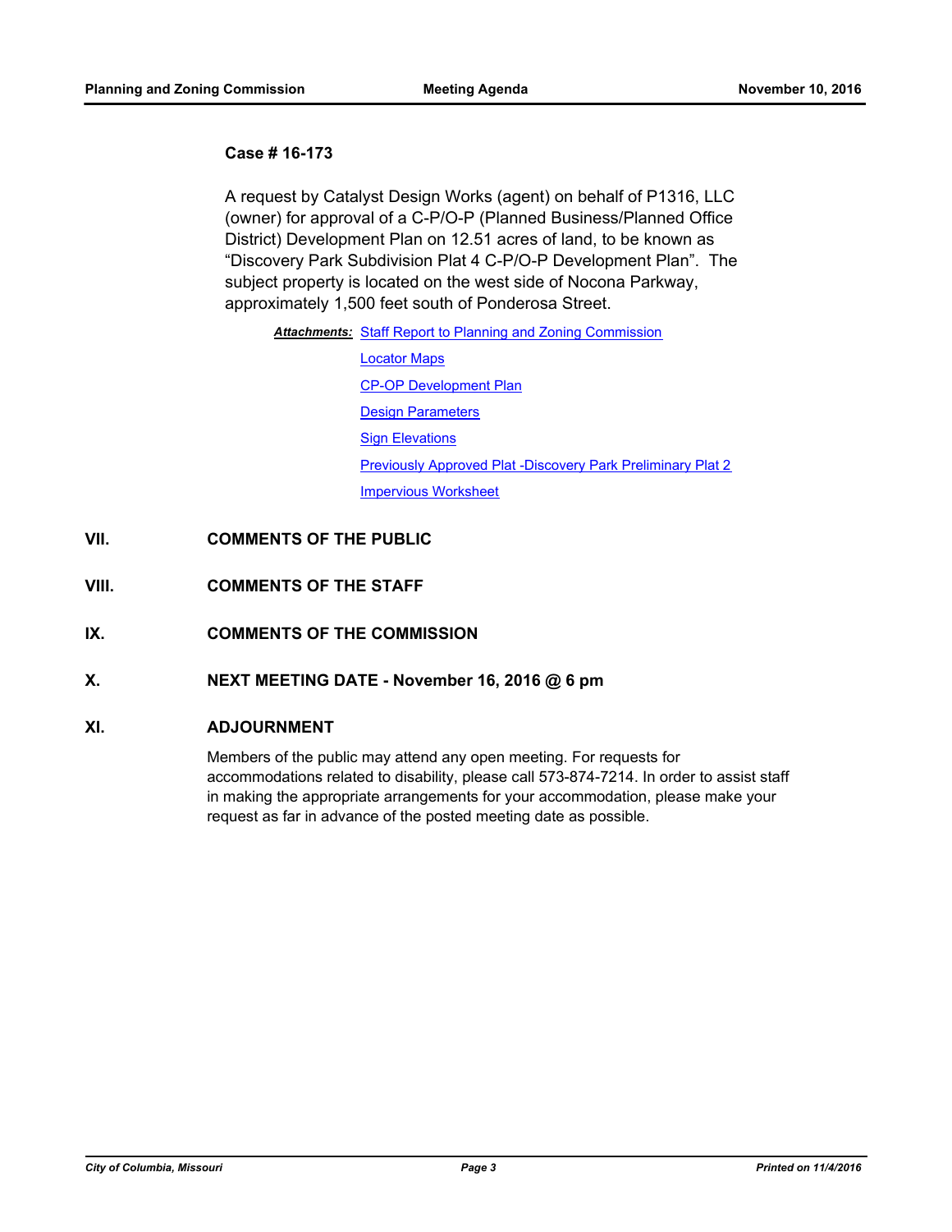**Case # 16-173**

A request by Catalyst Design Works (agent) on behalf of P1316, LLC (owner) for approval of a C-P/O-P (Planned Business/Planned Office District) Development Plan on 12.51 acres of land, to be known as "Discovery Park Subdivision Plat 4 C-P/O-P Development Plan". The subject property is located on the west side of Nocona Parkway, approximately 1,500 feet south of Ponderosa Street.

***Attachments:*** Staff Report to Planning and Zoning Commission

Locator Maps

CP-OP Development Plan

Design Parameters

Sign Elevations

Previously Approved Plat -Discovery Park Preliminary Plat 2

Impervious Worksheet

## VII. COMMENTS OF THE PUBLIC

## VIII. COMMENTS OF THE STAFF

## IX. COMMENTS OF THE COMMISSION

## X. NEXT MEETING DATE - November 16, 2016 @ 6 pm

## XI. ADJOURNMENT

Members of the public may attend any open meeting. For requests for accommodations related to disability, please call 573-874-7214. In order to assist staff in making the appropriate arrangements for your accommodation, please make your request as far in advance of the posted meeting date as possible.